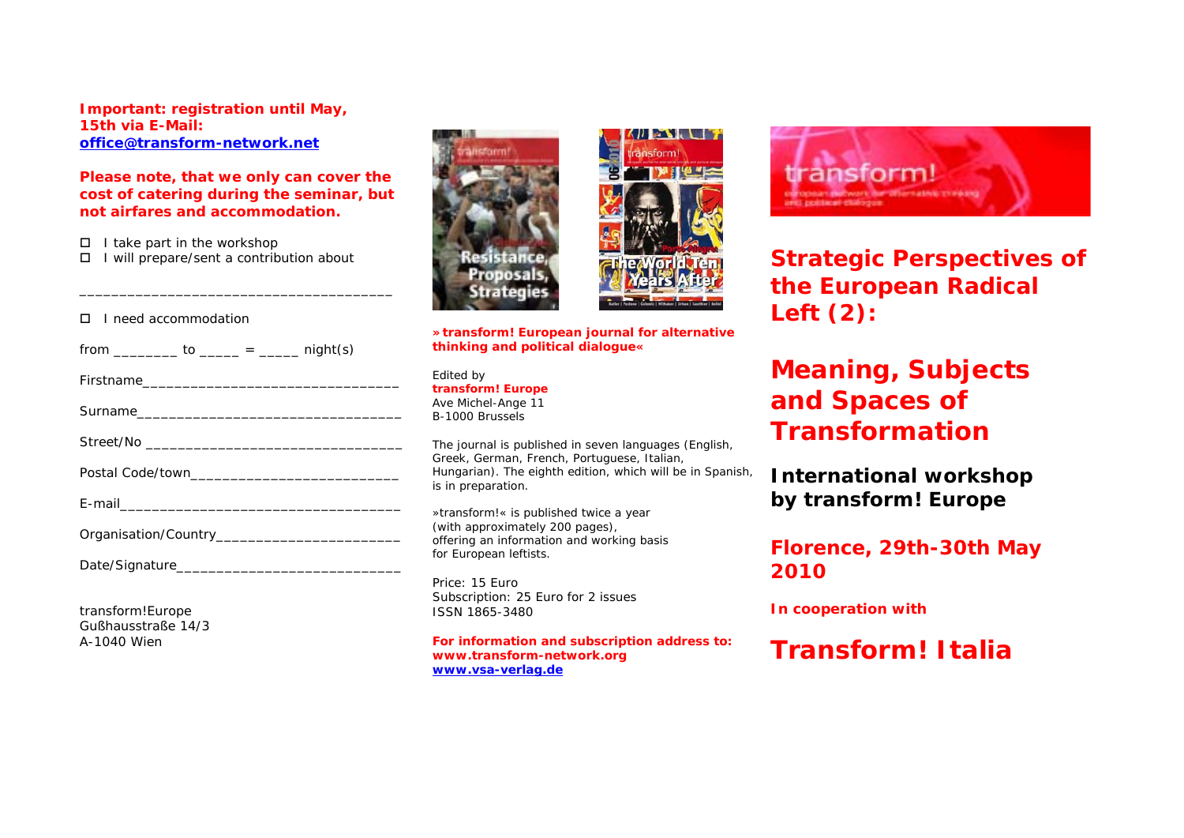**Important: registration until May, 15th via E-Mail: office@transform-network.net**

**Please note, that we only can cover the cost of catering during the seminar, but not airfares and accommodation.**

☐ I take part in the workshop
☐ I will prepare/sent a contribution about

_________________________________________

☐ I need accommodation

from ________ to _____ = _____ night(s)

Firstname________________________________

Surname_________________________________

Street/No ________________________________

Postal Code/town__________________________

E-mail___________________________________

Organisation/Country_______________________

Date/Signature____________________________

transform!Europe
Gußhausstraße 14/3
A-1040 Wien

**»transform! European journal for alternative thinking and political dialogue«**

Edited by
**transform! Europe**
Ave Michel-Ange 11
B-1000 Brussels

The journal is published in seven languages (English, Greek, German, French, Portuguese, Italian, Hungarian). The eighth edition, which will be in Spanish, is in preparation.

»transform!« is published twice a year (with approximately 200 pages), offering an information and working basis for European leftists.

Price: 15 Euro
Subscription: 25 Euro for 2 issues
ISSN 1865-3480

**For information and subscription address to:**
**www.transform-network.org**
**www.vsa-verlag.de**

# Strategic Perspectives of the European Radical Left (2):

# Meaning, Subjects and Spaces of Transformation

## International workshop by transform! Europe

## Florence, 29th-30th May 2010

**In cooperation with**

# Transform! Italia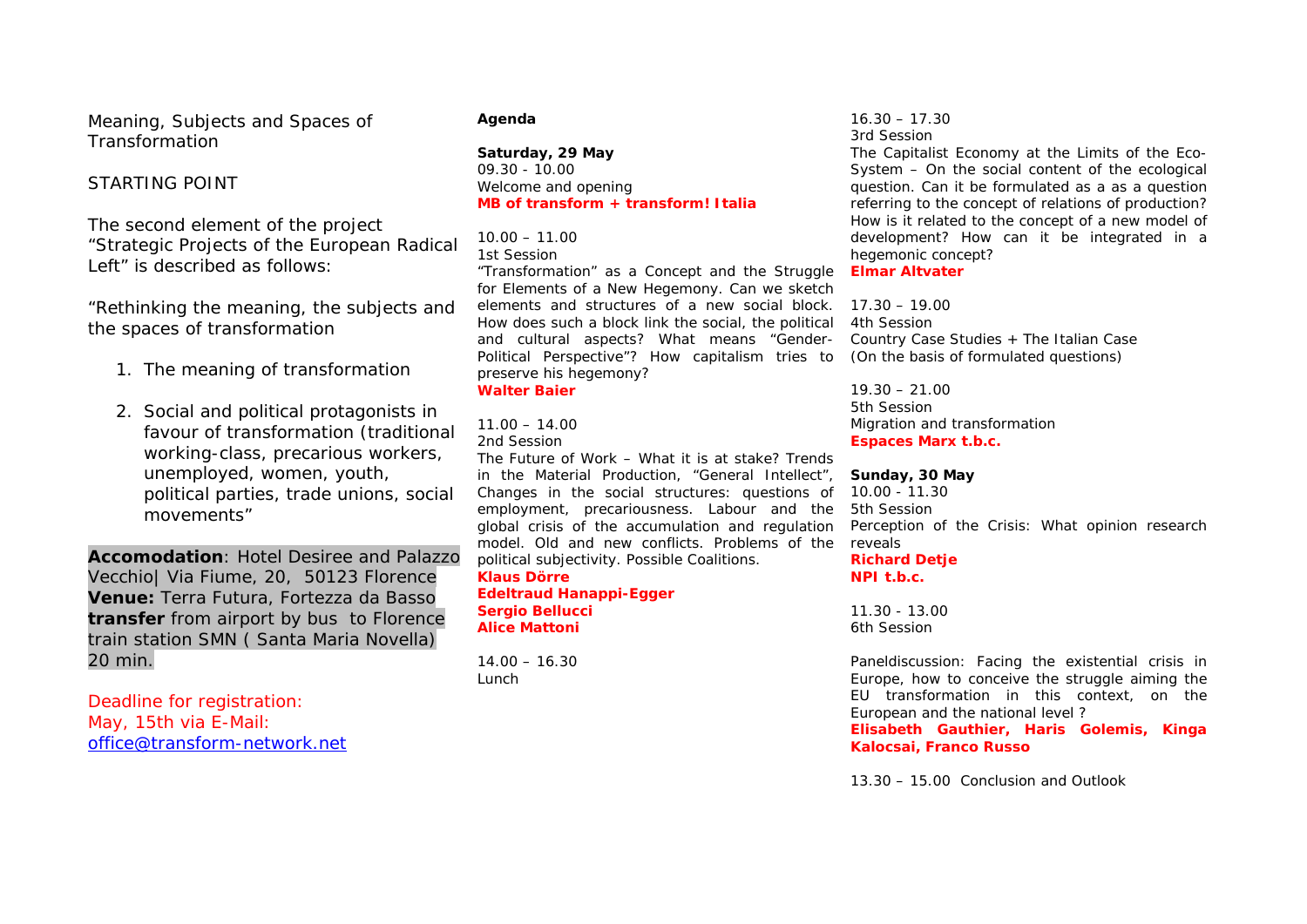Meaning, Subjects and Spaces of Transformation

STARTING POINT

The second element of the project "Strategic Projects of the European Radical Left" is described as follows:

"Rethinking the meaning, the subjects and the spaces of transformation

1. The meaning of transformation

2. Social and political protagonists in favour of transformation (traditional working-class, precarious workers, unemployed, women, youth, political parties, trade unions, social movements"

**Accomodation**: Hotel Desiree and Palazzo Vecchio| Via Fiume, 20, 50123 Florence
**Venue:** Terra Futura, Fortezza da Basso
**transfer** from airport by bus to Florence train station SMN ( Santa Maria Novella) 20 min.

Deadline for registration:
May, 15th via E-Mail:
office@transform-network.net

**Agenda**

**Saturday, 29 May**

09.30 - 10.00
Welcome and opening
**MB of transform + transform! Italia**

10.00 – 11.00
1st Session
"Transformation" as a Concept and the Struggle for Elements of a New Hegemony. Can we sketch elements and structures of a new social block. How does such a block link the social, the political and cultural aspects? What means "Gender-Political Perspective"? How capitalism tries to preserve his hegemony?
**Walter Baier**

11.00 – 14.00
2nd Session
The Future of Work – What it is at stake? Trends in the Material Production, "General Intellect", Changes in the social structures: questions of employment, precariousness. Labour and the global crisis of the accumulation and regulation model. Old and new conflicts. Problems of the political subjectivity. Possible Coalitions.
**Klaus Dörre**
**Edeltraud Hanappi-Egger**
**Sergio Bellucci**
**Alice Mattoni**

14.00 – 16.30
Lunch

16.30 – 17.30
3rd Session
The Capitalist Economy at the Limits of the Eco-System – On the social content of the ecological question. Can it be formulated as a as a question referring to the concept of relations of production? How is it related to the concept of a new model of development? How can it be integrated in a hegemonic concept?
**Elmar Altvater**

17.30 – 19.00
4th Session
Country Case Studies + The Italian Case
(On the basis of formulated questions)

19.30 – 21.00
5th Session
Migration and transformation
**Espaces Marx t.b.c.**

**Sunday, 30 May**

10.00 - 11.30
5th Session
Perception of the Crisis: What opinion research reveals
**Richard Detje**
**NPI t.b.c.**

11.30 - 13.00
6th Session

Paneldiscussion: Facing the existential crisis in Europe, how to conceive the struggle aiming the EU transformation in this context, on the European and the national level ?
**Elisabeth Gauthier, Haris Golemis, Kinga Kalocsai, Franco Russo**

13.30 – 15.00 Conclusion and Outlook